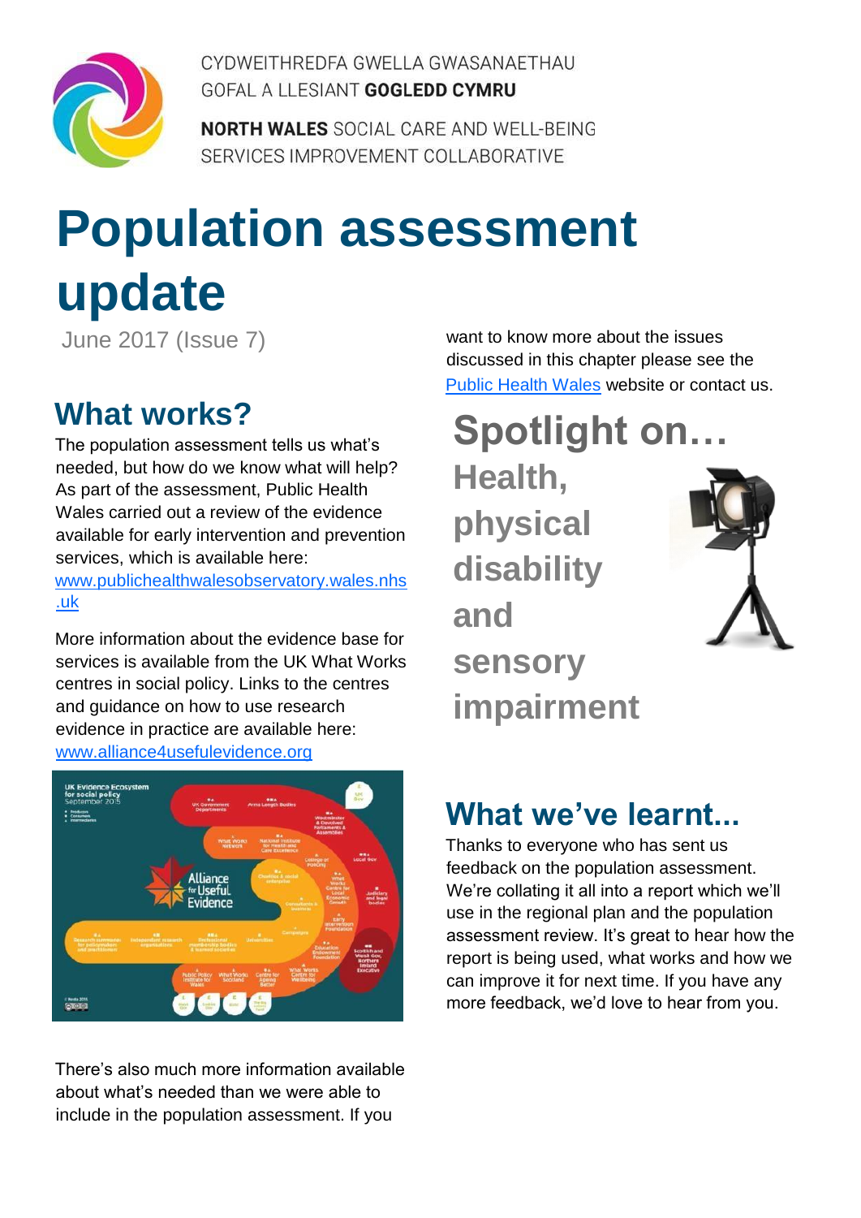CYDWEITHREDFA GWELLA GWASANAETHAU GOFAL A LLESIANT **GOGLEDD CYMRU**

**NORTH WALES** SOCIAL CARE AND WELL-BEING SERVICES IMPROVEMENT COLLABORATIVE

# Population assessment update

June 2017 (Issue 7)

## What works?

The population assessment tells us what's needed, but how do we know what will help? As part of the assessment, Public Health Wales carried out a review of the evidence available for early intervention and prevention services, which is available here: [www.publichealthwalesobservatory.wales.nhs.uk](www.publichealthwalesobservatory.wales.nhs.uk)

More information about the evidence base for services is available from the UK What Works centres in social policy. Links to the centres and guidance on how to use research evidence in practice are available here: [www.alliance4usefulevidence.org](www.alliance4usefulevidence.org)

There's also much more information available about what's needed than we were able to include in the population assessment. If you want to know more about the issues discussed in this chapter please see the [Public Health Wales](Public Health Wales) website or contact us.

## Spotlight on…

### Health, physical disability and sensory impairment

## What we've learnt...

Thanks to everyone who has sent us feedback on the population assessment. We're collating it all into a report which we'll use in the regional plan and the population assessment review. It's great to hear how the report is being used, what works and how we can improve it for next time. If you have any more feedback, we'd love to hear from you.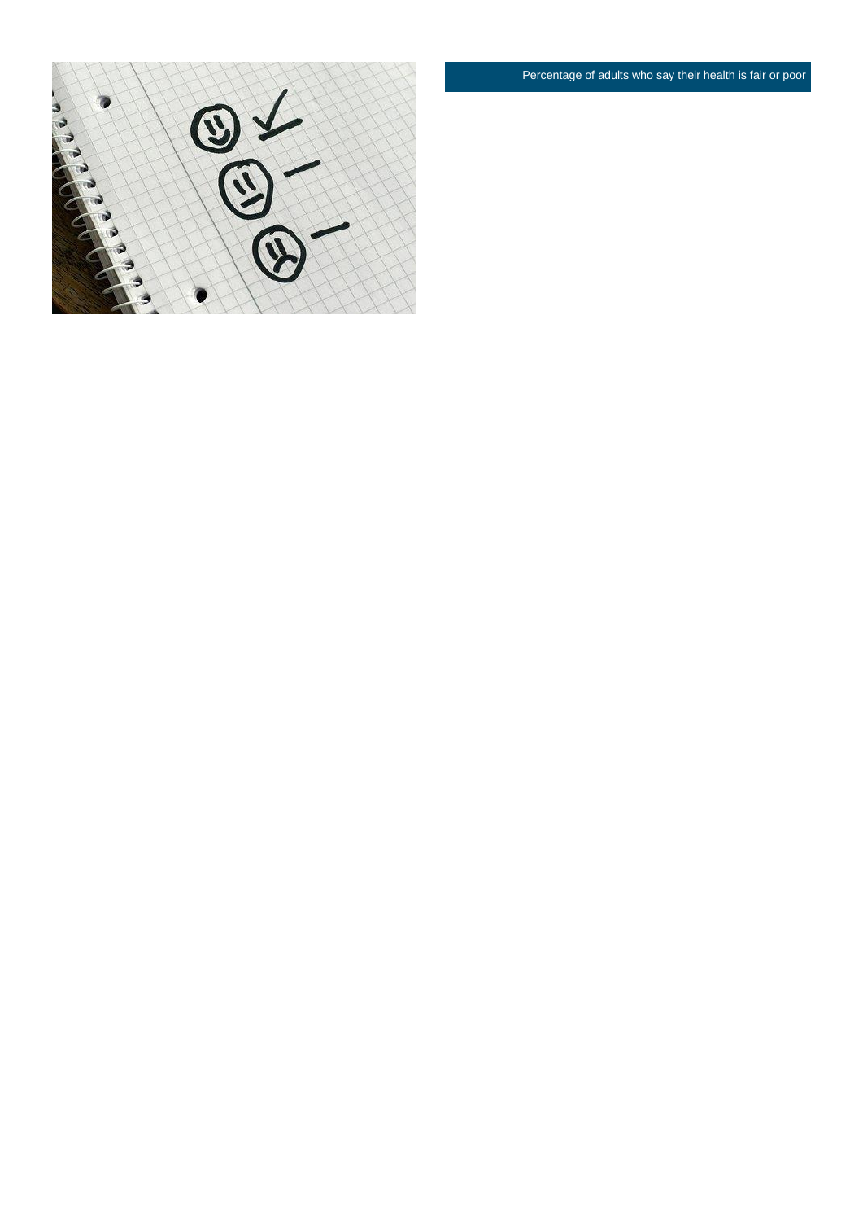Percentage of adults who say their health is fair or poor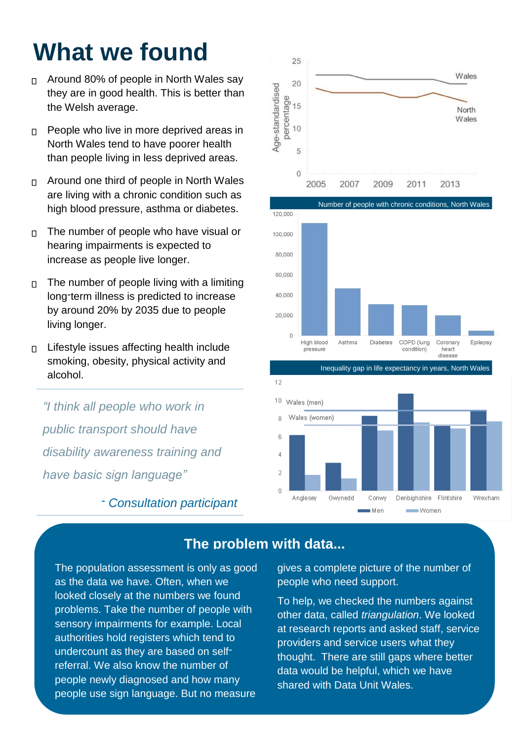# What we found

- Around 80% of people in North Wales say they are in good health. This is better than the Welsh average.
- People who live in more deprived areas in North Wales tend to have poorer health than people living in less deprived areas.
- Around one third of people in North Wales are living with a chronic condition such as high blood pressure, asthma or diabetes.
- The number of people who have visual or hearing impairments is expected to increase as people live longer.
- The number of people living with a limiting long-term illness is predicted to increase by around 20% by 2035 due to people living longer.
- Lifestyle issues affecting health include smoking, obesity, physical activity and alcohol.

> *"I think all people who work in public transport should have disability awareness training and have basic sign language"*
>
> *- Consultation participant*

Number of people with chronic conditions, North Wales

Inequality gap in life expectancy in years, North Wales

## The problem with data...

The population assessment is only as good as the data we have. Often, when we looked closely at the numbers we found problems. Take the number of people with sensory impairments for example. Local authorities hold registers which tend to undercount as they are based on self-referral. We also know the number of people newly diagnosed and how many people use sign language. But no measure gives a complete picture of the number of people who need support.

To help, we checked the numbers against other data, called *triangulation*. We looked at research reports and asked staff, service providers and service users what they thought. There are still gaps where better data would be helpful, which we have shared with Data Unit Wales.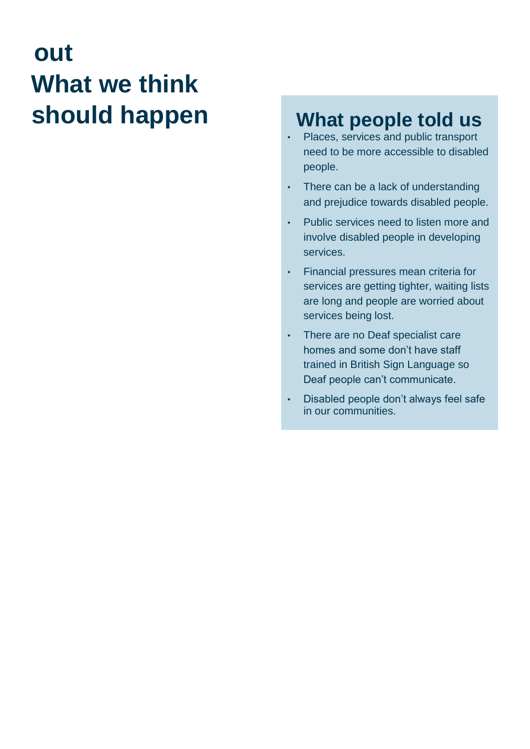# out

# What we think should happen

## What people told us

- Places, services and public transport need to be more accessible to disabled people.
- There can be a lack of understanding and prejudice towards disabled people.
- Public services need to listen more and involve disabled people in developing services.
- Financial pressures mean criteria for services are getting tighter, waiting lists are long and people are worried about services being lost.
- There are no Deaf specialist care homes and some don't have staff trained in British Sign Language so Deaf people can't communicate.
- Disabled people don't always feel safe in our communities.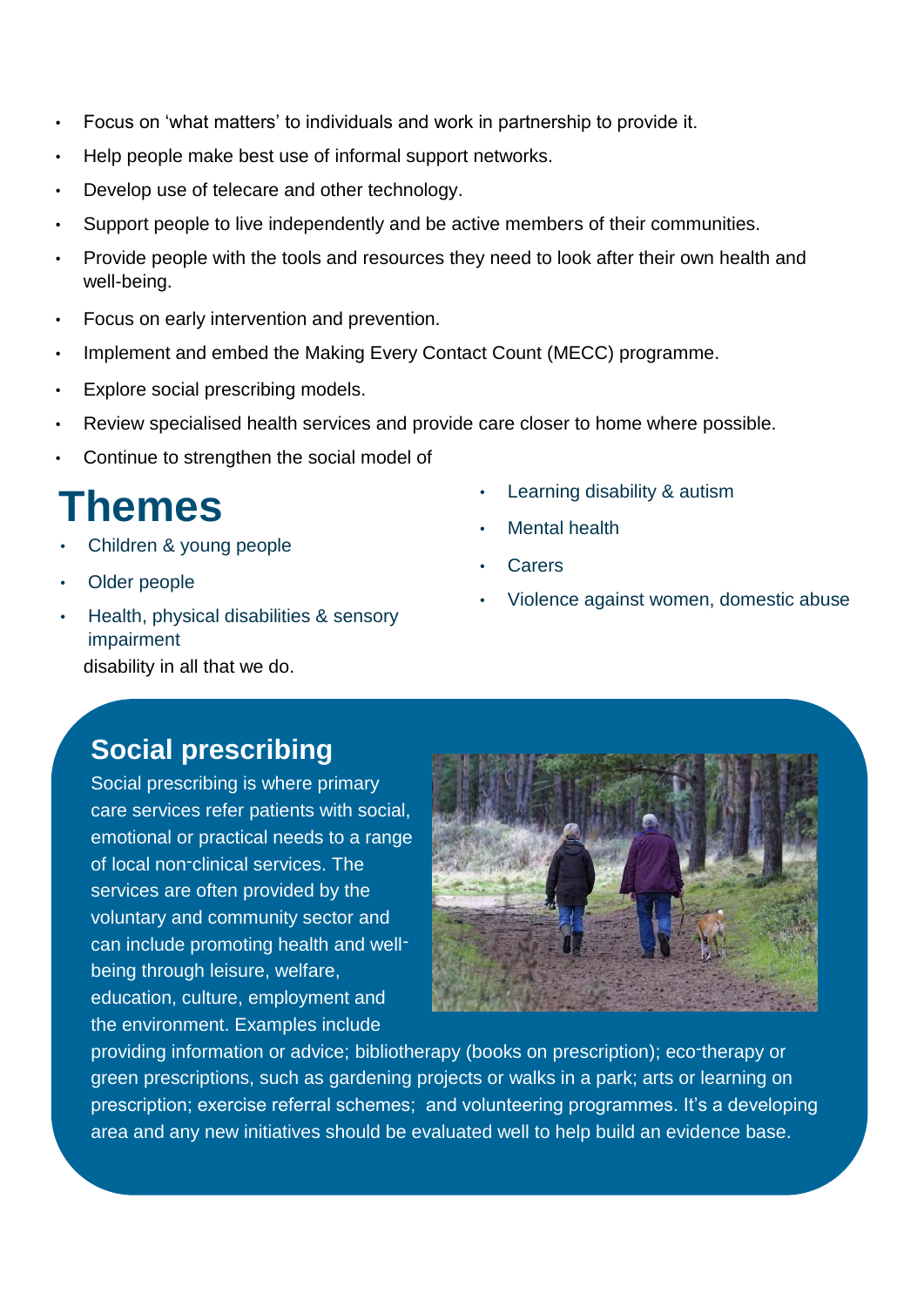- Focus on 'what matters' to individuals and work in partnership to provide it.
- Help people make best use of informal support networks.
- Develop use of telecare and other technology.
- Support people to live independently and be active members of their communities.
- Provide people with the tools and resources they need to look after their own health and well-being.
- Focus on early intervention and prevention.
- Implement and embed the Making Every Contact Count (MECC) programme.
- Explore social prescribing models.
- Review specialised health services and provide care closer to home where possible.
- Continue to strengthen the social model of disability in all that we do.

# Themes

- Children & young people
- Older people
- Health, physical disabilities & sensory impairment
- Learning disability & autism
- Mental health
- Carers
- Violence against women, domestic abuse

## Social prescribing

Social prescribing is where primary care services refer patients with social, emotional or practical needs to a range of local non-clinical services. The services are often provided by the voluntary and community sector and can include promoting health and well-being through leisure, welfare, education, culture, employment and the environment. Examples include providing information or advice; bibliotherapy (books on prescription); eco-therapy or green prescriptions, such as gardening projects or walks in a park; arts or learning on prescription; exercise referral schemes; and volunteering programmes. It's a developing area and any new initiatives should be evaluated well to help build an evidence base.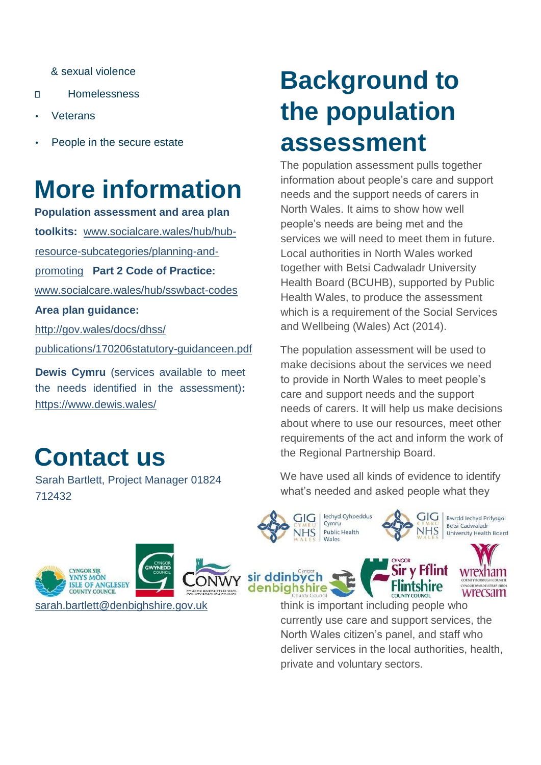& sexual violence

- Homelessness
- Veterans
- People in the secure estate

# More information

**Population assessment and area plan toolkits:** www.socialcare.wales/hub/hub-resource-subcategories/planning-and-promoting **Part 2 Code of Practice:** www.socialcare.wales/hub/sswbact-codes

**Area plan guidance:**

http://gov.wales/docs/dhss/publications/170206statutory-guidanceen.pdf

**Dewis Cymru** (services available to meet the needs identified in the assessment)**:** https://www.dewis.wales/

# Contact us

Sarah Bartlett, Project Manager 01824 712432

sarah.bartlett@denbighshire.gov.uk

# Background to the population assessment

The population assessment pulls together information about people's care and support needs and the support needs of carers in North Wales. It aims to show how well people's needs are being met and the services we will need to meet them in future. Local authorities in North Wales worked together with Betsi Cadwaladr University Health Board (BCUHB), supported by Public Health Wales, to produce the assessment which is a requirement of the Social Services and Wellbeing (Wales) Act (2014).

The population assessment will be used to make decisions about the services we need to provide in North Wales to meet people's care and support needs and the support needs of carers. It will help us make decisions about where to use our resources, meet other requirements of the act and inform the work of the Regional Partnership Board.

We have used all kinds of evidence to identify what's needed and asked people what they think is important including people who currently use care and support services, the North Wales citizen's panel, and staff who deliver services in the local authorities, health, private and voluntary sectors.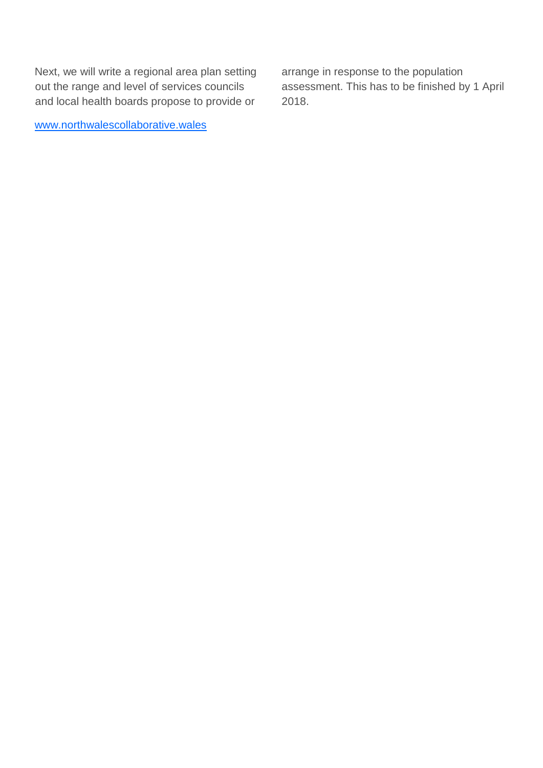Next, we will write a regional area plan setting out the range and level of services councils and local health boards propose to provide or arrange in response to the population assessment. This has to be finished by 1 April 2018.

[www.northwalescollaborative.wales](http://www.northwalescollaborative.wales)